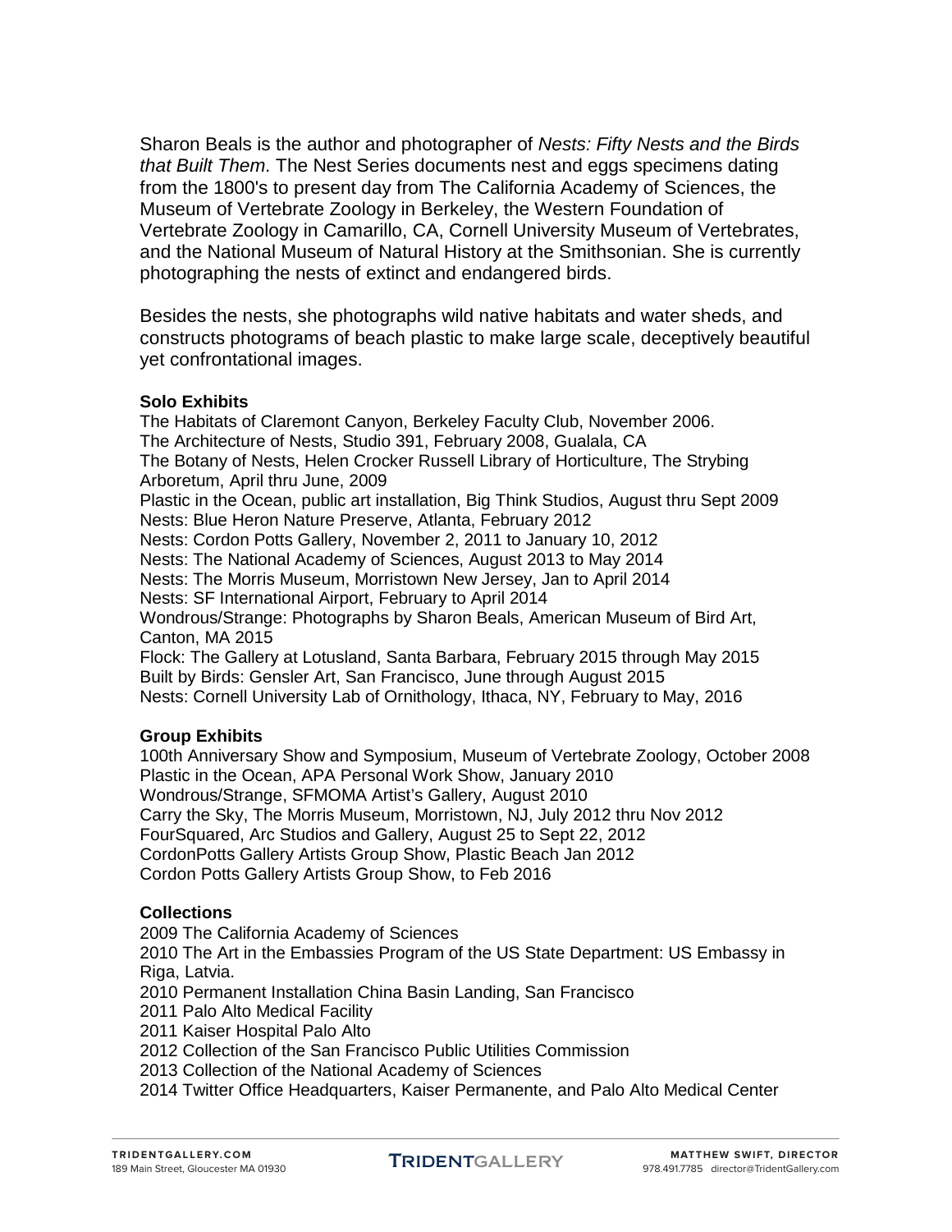Sharon Beals is the author and photographer of *Nests: Fifty Nests and the Birds that Built Them*. The Nest Series documents nest and eggs specimens dating from the 1800's to present day from The California Academy of Sciences, the Museum of Vertebrate Zoology in Berkeley, the Western Foundation of Vertebrate Zoology in Camarillo, CA, Cornell University Museum of Vertebrates, and the National Museum of Natural History at the Smithsonian. She is currently photographing the nests of extinct and endangered birds.

Besides the nests, she photographs wild native habitats and water sheds, and constructs photograms of beach plastic to make large scale, deceptively beautiful yet confrontational images.

**Solo Exhibits**

The Habitats of Claremont Canyon, Berkeley Faculty Club, November 2006.
The Architecture of Nests, Studio 391, February 2008, Gualala, CA
The Botany of Nests, Helen Crocker Russell Library of Horticulture, The Strybing Arboretum, April thru June, 2009
Plastic in the Ocean, public art installation, Big Think Studios, August thru Sept 2009
Nests: Blue Heron Nature Preserve, Atlanta, February 2012
Nests: Cordon Potts Gallery, November 2, 2011 to January 10, 2012
Nests: The National Academy of Sciences, August 2013 to May 2014
Nests: The Morris Museum, Morristown New Jersey, Jan to April 2014
Nests: SF International Airport, February to April 2014
Wondrous/Strange: Photographs by Sharon Beals, American Museum of Bird Art, Canton, MA 2015
Flock: The Gallery at Lotusland, Santa Barbara, February 2015 through May 2015
Built by Birds: Gensler Art, San Francisco, June through August 2015
Nests: Cornell University Lab of Ornithology, Ithaca, NY, February to May, 2016

**Group Exhibits**

100th Anniversary Show and Symposium, Museum of Vertebrate Zoology, October 2008
Plastic in the Ocean, APA Personal Work Show, January 2010
Wondrous/Strange, SFMOMA Artist's Gallery, August 2010
Carry the Sky, The Morris Museum, Morristown, NJ, July 2012 thru Nov 2012
FourSquared, Arc Studios and Gallery, August 25 to Sept 22, 2012
CordonPotts Gallery Artists Group Show, Plastic Beach Jan 2012
Cordon Potts Gallery Artists Group Show, to Feb 2016

**Collections**

2009 The California Academy of Sciences
2010 The Art in the Embassies Program of the US State Department: US Embassy in Riga, Latvia.
2010 Permanent Installation China Basin Landing, San Francisco
2011 Palo Alto Medical Facility
2011 Kaiser Hospital Palo Alto
2012 Collection of the San Francisco Public Utilities Commission
2013 Collection of the National Academy of Sciences
2014 Twitter Office Headquarters, Kaiser Permanente, and Palo Alto Medical Center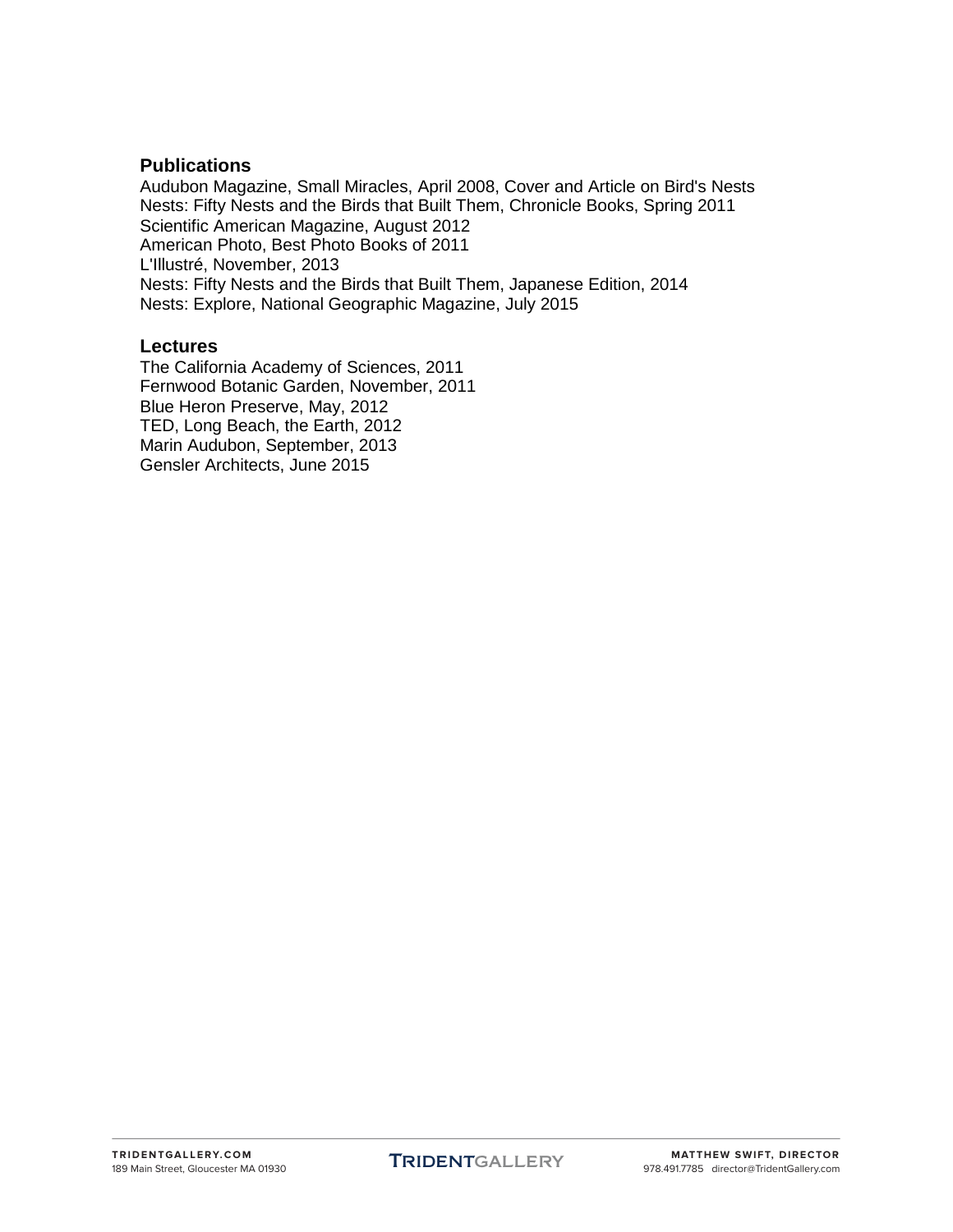## Publications

Audubon Magazine, Small Miracles, April 2008, Cover and Article on Bird's Nests
Nests: Fifty Nests and the Birds that Built Them, Chronicle Books, Spring 2011
Scientific American Magazine, August 2012
American Photo, Best Photo Books of 2011
L'Illustré, November, 2013
Nests: Fifty Nests and the Birds that Built Them, Japanese Edition, 2014
Nests: Explore, National Geographic Magazine, July 2015

## Lectures

The California Academy of Sciences, 2011
Fernwood Botanic Garden, November, 2011
Blue Heron Preserve, May, 2012
TED, Long Beach, the Earth, 2012
Marin Audubon, September, 2013
Gensler Architects, June 2015